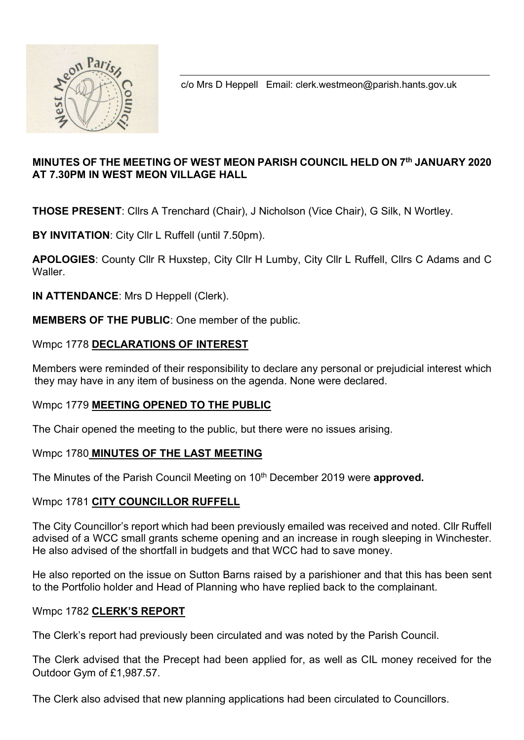c/o Mrs D Heppell Email: clerk.westmeon@parish.hants.gov.uk

**MINUTES OF THE MEETING OF WEST MEON PARISH COUNCIL HELD ON 7th JANUARY 2020 AT 7.30PM IN WEST MEON VILLAGE HALL**

**THOSE PRESENT**: Cllrs A Trenchard (Chair), J Nicholson (Vice Chair), G Silk, N Wortley.

**BY INVITATION**: City Cllr L Ruffell (until 7.50pm).

**APOLOGIES**: County Cllr R Huxstep, City Cllr H Lumby, City Cllr L Ruffell, Cllrs C Adams and C Waller.

**IN ATTENDANCE**: Mrs D Heppell (Clerk).

**MEMBERS OF THE PUBLIC**: One member of the public.

Wmpc 1778 **DECLARATIONS OF INTEREST**

Members were reminded of their responsibility to declare any personal or prejudicial interest which they may have in any item of business on the agenda. None were declared.

Wmpc 1779 **MEETING OPENED TO THE PUBLIC**

The Chair opened the meeting to the public, but there were no issues arising.

Wmpc 1780 **MINUTES OF THE LAST MEETING**

The Minutes of the Parish Council Meeting on 10th December 2019 were **approved.**

Wmpc 1781 **CITY COUNCILLOR RUFFELL**

The City Councillor's report which had been previously emailed was received and noted. Cllr Ruffell advised of a WCC small grants scheme opening and an increase in rough sleeping in Winchester. He also advised of the shortfall in budgets and that WCC had to save money.

He also reported on the issue on Sutton Barns raised by a parishioner and that this has been sent to the Portfolio holder and Head of Planning who have replied back to the complainant.

Wmpc 1782 **CLERK'S REPORT**

The Clerk's report had previously been circulated and was noted by the Parish Council.

The Clerk advised that the Precept had been applied for, as well as CIL money received for the Outdoor Gym of £1,987.57.

The Clerk also advised that new planning applications had been circulated to Councillors.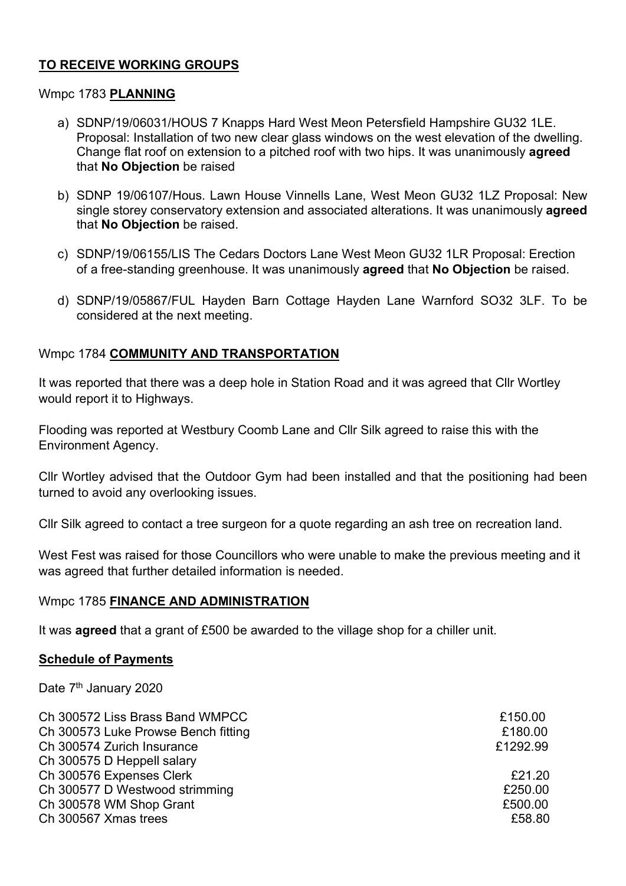## TO RECEIVE WORKING GROUPS

Wmpc 1783 **PLANNING**

a) SDNP/19/06031/HOUS 7 Knapps Hard West Meon Petersfield Hampshire GU32 1LE. Proposal: Installation of two new clear glass windows on the west elevation of the dwelling. Change flat roof on extension to a pitched roof with two hips. It was unanimously **agreed** that **No Objection** be raised

b) SDNP 19/06107/Hous. Lawn House Vinnells Lane, West Meon GU32 1LZ Proposal: New single storey conservatory extension and associated alterations. It was unanimously **agreed** that **No Objection** be raised.

c) SDNP/19/06155/LIS The Cedars Doctors Lane West Meon GU32 1LR Proposal: Erection of a free-standing greenhouse. It was unanimously **agreed** that **No Objection** be raised.

d) SDNP/19/05867/FUL Hayden Barn Cottage Hayden Lane Warnford SO32 3LF. To be considered at the next meeting.

Wmpc 1784 **COMMUNITY AND TRANSPORTATION**

It was reported that there was a deep hole in Station Road and it was agreed that Cllr Wortley would report it to Highways.

Flooding was reported at Westbury Coomb Lane and Cllr Silk agreed to raise this with the Environment Agency.

Cllr Wortley advised that the Outdoor Gym had been installed and that the positioning had been turned to avoid any overlooking issues.

Cllr Silk agreed to contact a tree surgeon for a quote regarding an ash tree on recreation land.

West Fest was raised for those Councillors who were unable to make the previous meeting and it was agreed that further detailed information is needed.

Wmpc 1785 **FINANCE AND ADMINISTRATION**

It was **agreed** that a grant of £500 be awarded to the village shop for a chiller unit.

**Schedule of Payments**

Date 7th January 2020

| | |
|---|---|
| Ch 300572 Liss Brass Band WMPCC | £150.00 |
| Ch 300573 Luke Prowse Bench fitting | £180.00 |
| Ch 300574 Zurich Insurance | £1292.99 |
| Ch 300575 D Heppell salary | |
| Ch 300576 Expenses Clerk | £21.20 |
| Ch 300577 D Westwood strimming | £250.00 |
| Ch 300578 WM Shop Grant | £500.00 |
| Ch 300567 Xmas trees | £58.80 |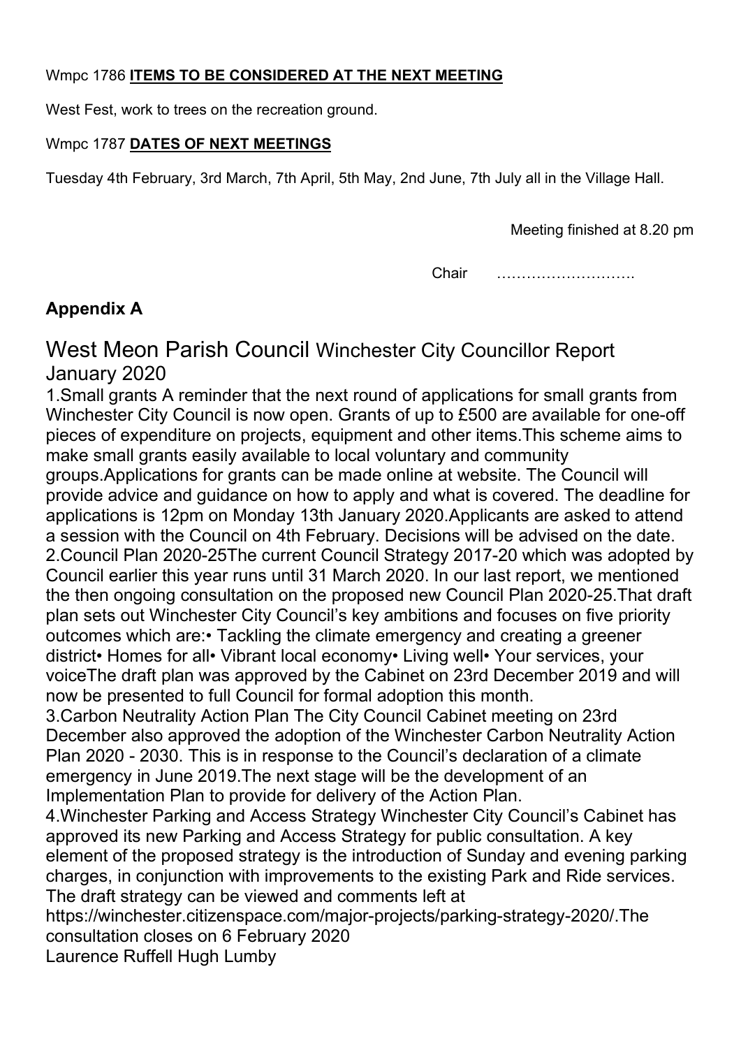Wmpc 1786 **ITEMS TO BE CONSIDERED AT THE NEXT MEETING**

West Fest, work to trees on the recreation ground.

Wmpc 1787 **DATES OF NEXT MEETINGS**

Tuesday 4th February, 3rd March, 7th April, 5th May, 2nd June, 7th July all in the Village Hall.

Meeting finished at 8.20 pm

Chair ……………………….

## Appendix A

# West Meon Parish Council Winchester City Councillor Report January 2020

1.Small grants A reminder that the next round of applications for small grants from Winchester City Council is now open. Grants of up to £500 are available for one-off pieces of expenditure on projects, equipment and other items.This scheme aims to make small grants easily available to local voluntary and community groups.Applications for grants can be made online at website. The Council will provide advice and guidance on how to apply and what is covered. The deadline for applications is 12pm on Monday 13th January 2020.Applicants are asked to attend a session with the Council on 4th February. Decisions will be advised on the date.

2.Council Plan 2020-25The current Council Strategy 2017-20 which was adopted by Council earlier this year runs until 31 March 2020. In our last report, we mentioned the then ongoing consultation on the proposed new Council Plan 2020-25.That draft plan sets out Winchester City Council's key ambitions and focuses on five priority outcomes which are:• Tackling the climate emergency and creating a greener district• Homes for all• Vibrant local economy• Living well• Your services, your voiceThe draft plan was approved by the Cabinet on 23rd December 2019 and will now be presented to full Council for formal adoption this month.

3.Carbon Neutrality Action Plan The City Council Cabinet meeting on 23rd December also approved the adoption of the Winchester Carbon Neutrality Action Plan 2020 - 2030. This is in response to the Council's declaration of a climate emergency in June 2019.The next stage will be the development of an Implementation Plan to provide for delivery of the Action Plan.

4.Winchester Parking and Access Strategy Winchester City Council's Cabinet has approved its new Parking and Access Strategy for public consultation. A key element of the proposed strategy is the introduction of Sunday and evening parking charges, in conjunction with improvements to the existing Park and Ride services. The draft strategy can be viewed and comments left at https://winchester.citizenspace.com/major-projects/parking-strategy-2020/.The consultation closes on 6 February 2020

Laurence Ruffell Hugh Lumby